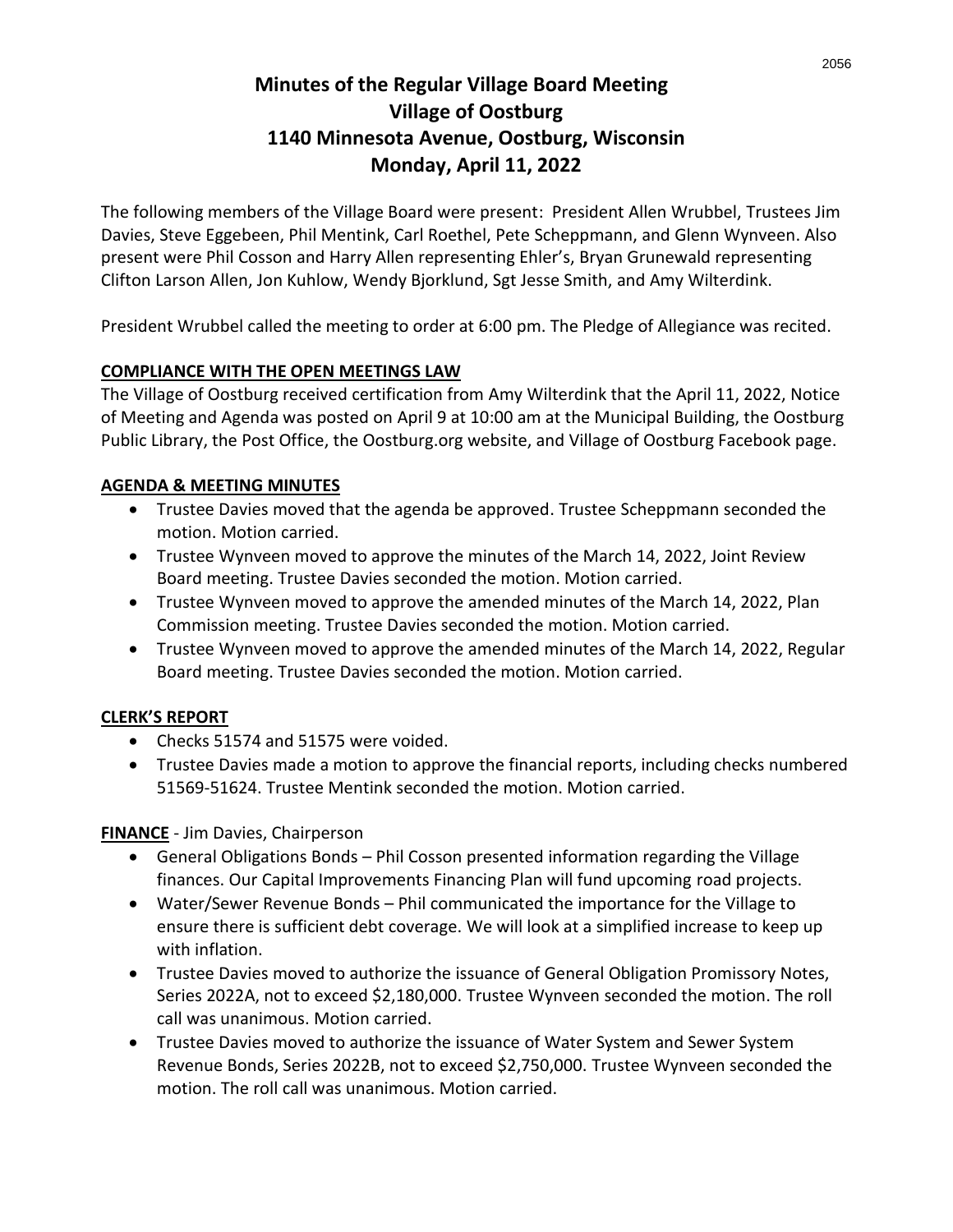# Minutes of the Regular Village Board Meeting
# Village of Oostburg
# 1140 Minnesota Avenue, Oostburg, Wisconsin
# Monday, April 11, 2022

The following members of the Village Board were present: President Allen Wrubbel, Trustees Jim Davies, Steve Eggebeen, Phil Mentink, Carl Roethel, Pete Scheppmann, and Glenn Wynveen. Also present were Phil Cosson and Harry Allen representing Ehler's, Bryan Grunewald representing Clifton Larson Allen, Jon Kuhlow, Wendy Bjorklund, Sgt Jesse Smith, and Amy Wilterdink.

President Wrubbel called the meeting to order at 6:00 pm. The Pledge of Allegiance was recited.

## COMPLIANCE WITH THE OPEN MEETINGS LAW

The Village of Oostburg received certification from Amy Wilterdink that the April 11, 2022, Notice of Meeting and Agenda was posted on April 9 at 10:00 am at the Municipal Building, the Oostburg Public Library, the Post Office, the Oostburg.org website, and Village of Oostburg Facebook page.

## AGENDA & MEETING MINUTES

- Trustee Davies moved that the agenda be approved. Trustee Scheppmann seconded the motion. Motion carried.
- Trustee Wynveen moved to approve the minutes of the March 14, 2022, Joint Review Board meeting. Trustee Davies seconded the motion. Motion carried.
- Trustee Wynveen moved to approve the amended minutes of the March 14, 2022, Plan Commission meeting. Trustee Davies seconded the motion. Motion carried.
- Trustee Wynveen moved to approve the amended minutes of the March 14, 2022, Regular Board meeting. Trustee Davies seconded the motion. Motion carried.

## CLERK'S REPORT

- Checks 51574 and 51575 were voided.
- Trustee Davies made a motion to approve the financial reports, including checks numbered 51569-51624. Trustee Mentink seconded the motion. Motion carried.

## FINANCE - Jim Davies, Chairperson

- General Obligations Bonds – Phil Cosson presented information regarding the Village finances. Our Capital Improvements Financing Plan will fund upcoming road projects.
- Water/Sewer Revenue Bonds – Phil communicated the importance for the Village to ensure there is sufficient debt coverage. We will look at a simplified increase to keep up with inflation.
- Trustee Davies moved to authorize the issuance of General Obligation Promissory Notes, Series 2022A, not to exceed $2,180,000. Trustee Wynveen seconded the motion. The roll call was unanimous. Motion carried.
- Trustee Davies moved to authorize the issuance of Water System and Sewer System Revenue Bonds, Series 2022B, not to exceed $2,750,000. Trustee Wynveen seconded the motion. The roll call was unanimous. Motion carried.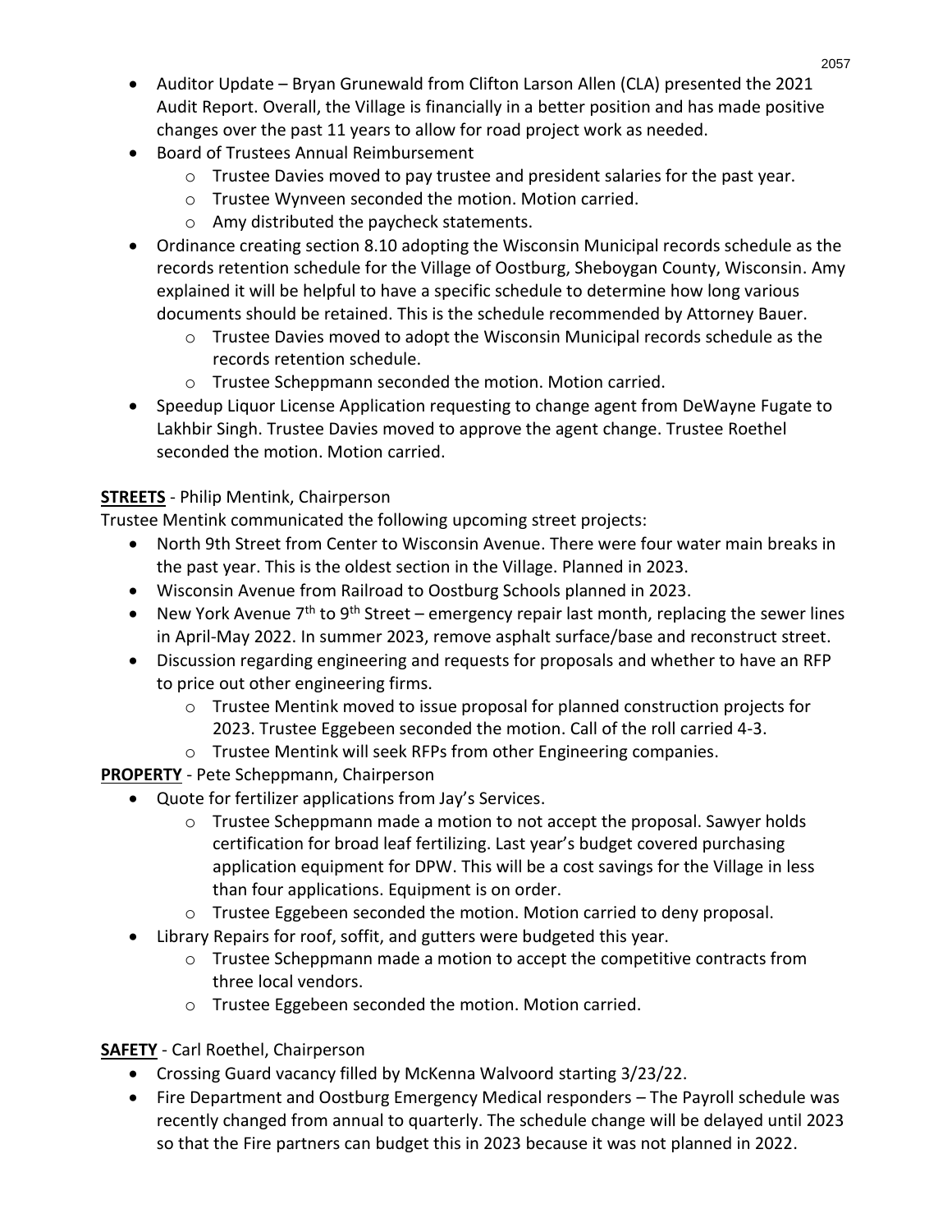- Auditor Update – Bryan Grunewald from Clifton Larson Allen (CLA) presented the 2021 Audit Report. Overall, the Village is financially in a better position and has made positive changes over the past 11 years to allow for road project work as needed.
- Board of Trustees Annual Reimbursement
  - Trustee Davies moved to pay trustee and president salaries for the past year.
  - Trustee Wynveen seconded the motion. Motion carried.
  - Amy distributed the paycheck statements.
- Ordinance creating section 8.10 adopting the Wisconsin Municipal records schedule as the records retention schedule for the Village of Oostburg, Sheboygan County, Wisconsin. Amy explained it will be helpful to have a specific schedule to determine how long various documents should be retained. This is the schedule recommended by Attorney Bauer.
  - Trustee Davies moved to adopt the Wisconsin Municipal records schedule as the records retention schedule.
  - Trustee Scheppmann seconded the motion. Motion carried.
- Speedup Liquor License Application requesting to change agent from DeWayne Fugate to Lakhbir Singh. Trustee Davies moved to approve the agent change. Trustee Roethel seconded the motion. Motion carried.

**STREETS** - Philip Mentink, Chairperson

Trustee Mentink communicated the following upcoming street projects:

- North 9th Street from Center to Wisconsin Avenue. There were four water main breaks in the past year. This is the oldest section in the Village. Planned in 2023.
- Wisconsin Avenue from Railroad to Oostburg Schools planned in 2023.
- New York Avenue 7th to 9th Street – emergency repair last month, replacing the sewer lines in April-May 2022. In summer 2023, remove asphalt surface/base and reconstruct street.
- Discussion regarding engineering and requests for proposals and whether to have an RFP to price out other engineering firms.
  - Trustee Mentink moved to issue proposal for planned construction projects for 2023. Trustee Eggebeen seconded the motion. Call of the roll carried 4-3.
  - Trustee Mentink will seek RFPs from other Engineering companies.

**PROPERTY** - Pete Scheppmann, Chairperson

- Quote for fertilizer applications from Jay's Services.
  - Trustee Scheppmann made a motion to not accept the proposal. Sawyer holds certification for broad leaf fertilizing. Last year's budget covered purchasing application equipment for DPW. This will be a cost savings for the Village in less than four applications. Equipment is on order.
  - Trustee Eggebeen seconded the motion. Motion carried to deny proposal.
- Library Repairs for roof, soffit, and gutters were budgeted this year.
  - Trustee Scheppmann made a motion to accept the competitive contracts from three local vendors.
  - Trustee Eggebeen seconded the motion. Motion carried.

**SAFETY** - Carl Roethel, Chairperson

- Crossing Guard vacancy filled by McKenna Walvoord starting 3/23/22.
- Fire Department and Oostburg Emergency Medical responders – The Payroll schedule was recently changed from annual to quarterly. The schedule change will be delayed until 2023 so that the Fire partners can budget this in 2023 because it was not planned in 2022.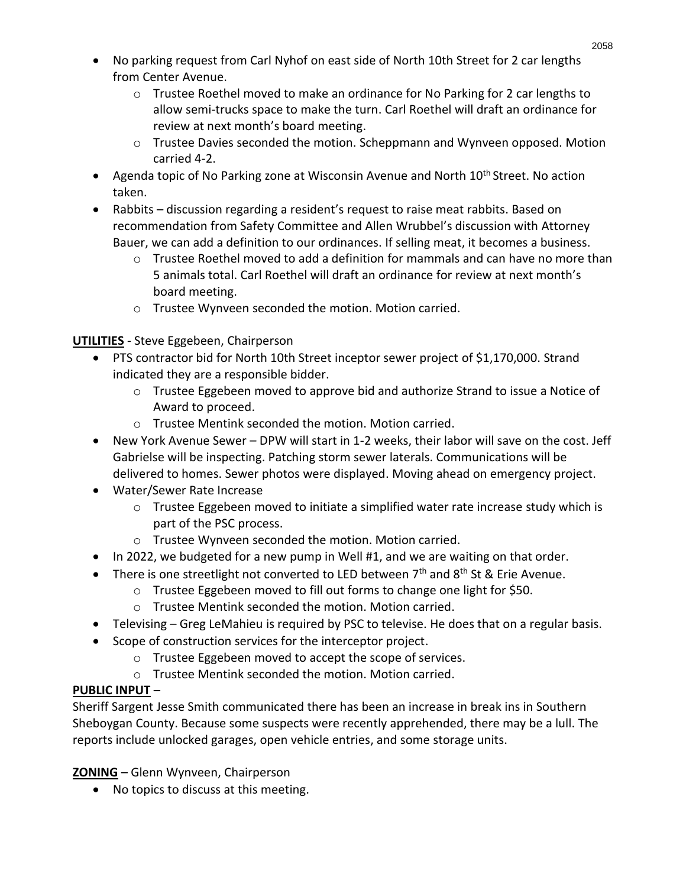- No parking request from Carl Nyhof on east side of North 10th Street for 2 car lengths from Center Avenue.
  - Trustee Roethel moved to make an ordinance for No Parking for 2 car lengths to allow semi-trucks space to make the turn. Carl Roethel will draft an ordinance for review at next month's board meeting.
  - Trustee Davies seconded the motion. Scheppmann and Wynveen opposed. Motion carried 4-2.
- Agenda topic of No Parking zone at Wisconsin Avenue and North 10th Street. No action taken.
- Rabbits – discussion regarding a resident's request to raise meat rabbits. Based on recommendation from Safety Committee and Allen Wrubbel's discussion with Attorney Bauer, we can add a definition to our ordinances. If selling meat, it becomes a business.
  - Trustee Roethel moved to add a definition for mammals and can have no more than 5 animals total. Carl Roethel will draft an ordinance for review at next month's board meeting.
  - Trustee Wynveen seconded the motion. Motion carried.

**UTILITIES** - Steve Eggebeen, Chairperson

- PTS contractor bid for North 10th Street inceptor sewer project of $1,170,000. Strand indicated they are a responsible bidder.
  - Trustee Eggebeen moved to approve bid and authorize Strand to issue a Notice of Award to proceed.
  - Trustee Mentink seconded the motion. Motion carried.
- New York Avenue Sewer – DPW will start in 1-2 weeks, their labor will save on the cost. Jeff Gabrielse will be inspecting. Patching storm sewer laterals. Communications will be delivered to homes. Sewer photos were displayed. Moving ahead on emergency project.
- Water/Sewer Rate Increase
  - Trustee Eggebeen moved to initiate a simplified water rate increase study which is part of the PSC process.
  - Trustee Wynveen seconded the motion. Motion carried.
- In 2022, we budgeted for a new pump in Well #1, and we are waiting on that order.
- There is one streetlight not converted to LED between 7th and 8th St & Erie Avenue.
  - Trustee Eggebeen moved to fill out forms to change one light for $50.
  - Trustee Mentink seconded the motion. Motion carried.
- Televising – Greg LeMahieu is required by PSC to televise. He does that on a regular basis.
- Scope of construction services for the interceptor project.
  - Trustee Eggebeen moved to accept the scope of services.
  - Trustee Mentink seconded the motion. Motion carried.

**PUBLIC INPUT** –

Sheriff Sargent Jesse Smith communicated there has been an increase in break ins in Southern Sheboygan County. Because some suspects were recently apprehended, there may be a lull. The reports include unlocked garages, open vehicle entries, and some storage units.

**ZONING** – Glenn Wynveen, Chairperson

- No topics to discuss at this meeting.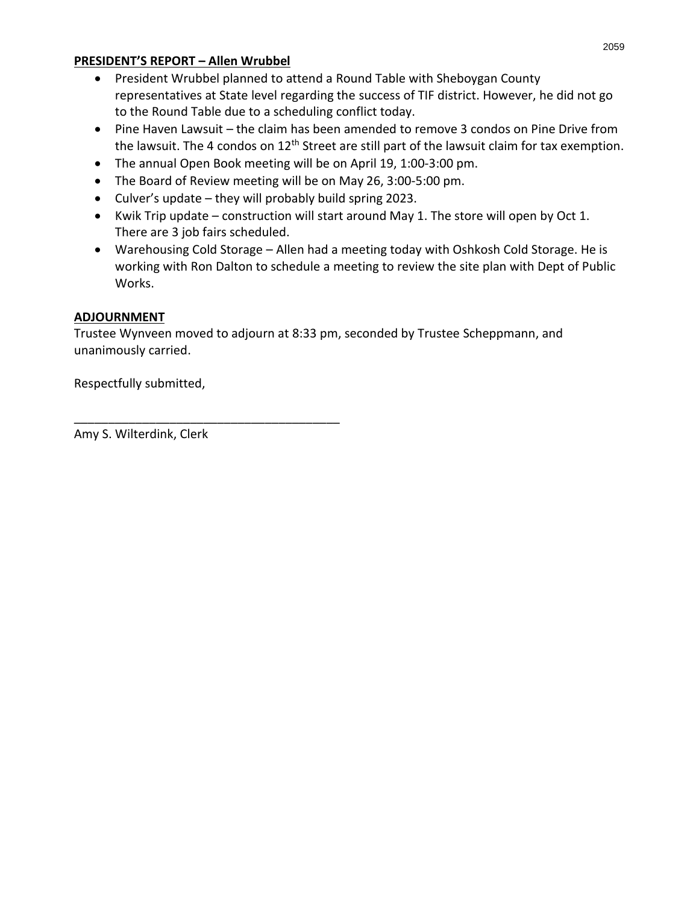**PRESIDENT'S REPORT – Allen Wrubbel**

- President Wrubbel planned to attend a Round Table with Sheboygan County representatives at State level regarding the success of TIF district. However, he did not go to the Round Table due to a scheduling conflict today.
- Pine Haven Lawsuit – the claim has been amended to remove 3 condos on Pine Drive from the lawsuit. The 4 condos on 12th Street are still part of the lawsuit claim for tax exemption.
- The annual Open Book meeting will be on April 19, 1:00-3:00 pm.
- The Board of Review meeting will be on May 26, 3:00-5:00 pm.
- Culver's update – they will probably build spring 2023.
- Kwik Trip update – construction will start around May 1. The store will open by Oct 1. There are 3 job fairs scheduled.
- Warehousing Cold Storage – Allen had a meeting today with Oshkosh Cold Storage. He is working with Ron Dalton to schedule a meeting to review the site plan with Dept of Public Works.

**ADJOURNMENT**

Trustee Wynveen moved to adjourn at 8:33 pm, seconded by Trustee Scheppmann, and unanimously carried.

Respectfully submitted,

\_\_\_\_\_\_\_\_\_\_\_\_\_\_\_\_\_\_\_\_\_\_\_\_\_\_\_\_\_\_\_\_\_\_\_\_\_\_\_\_

Amy S. Wilterdink, Clerk